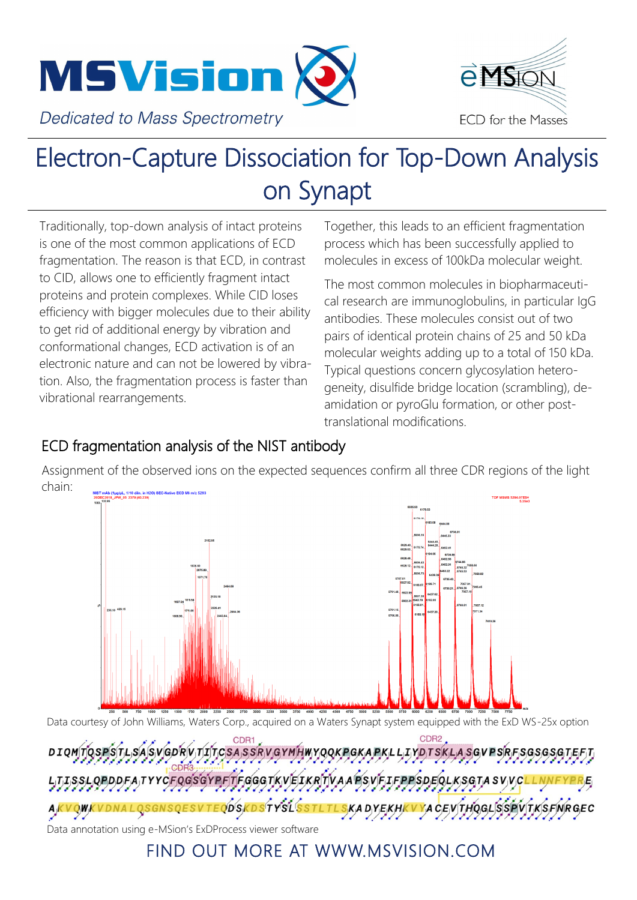MSVision

*Dedicated to Mass Spectrometry*

e-MSion

ECD for the Masses

# Electron-Capture Dissociation for Top-Down Analysis on Synapt

Traditionally, top-down analysis of intact proteins is one of the most common applications of ECD fragmentation. The reason is that ECD, in contrast to CID, allows one to efficiently fragment intact proteins and protein complexes. While CID loses efficiency with bigger molecules due to their ability to get rid of additional energy by vibration and conformational changes, ECD activation is of an electronic nature and can not be lowered by vibration. Also, the fragmentation process is faster than vibrational rearrangements.

Together, this leads to an efficient fragmentation process which has been successfully applied to molecules in excess of 100kDa molecular weight.

The most common molecules in biopharmaceutical research are immunoglobulins, in particular IgG antibodies. These molecules consist out of two pairs of identical protein chains of 25 and 50 kDa molecular weights adding up to a total of 150 kDa. Typical questions concern glycosylation heterogeneity, disulfide bridge location (scrambling), deamidation or pyroGlu formation, or other post-translational modifications.

## ECD fragmentation analysis of the NIST antibody

Assignment of the observed ions on the expected sequences confirm all three CDR regions of the light chain:

Data courtesy of John Williams, Waters Corp., acquired on a Waters Synapt system equipped with the ExD WS-25x option

CDR1 CDR2 CDR3

DIQMTQSPSTLSASVGDRVTITCSASSRVGYMHWYQQKPGKAPKLLIYDTSKLASGVPSRFSGSGSGTEFT
LTISSLQPDDFATYYCFQGSGYPFTFGGGTKVEIKRTVAAPSVFIFPPSDEQLKSGTASVVCLLNNFYPRE
AKVQWKVDNALQSGNSQESVTEQDSKDSTYSLSSTLTLSKADYEKHKVYACEVTHQGLSSPVTKSFNRGEC

Data annotation using e-MSion's ExDProcess viewer software

FIND OUT MORE AT WWW.MSVISION.COM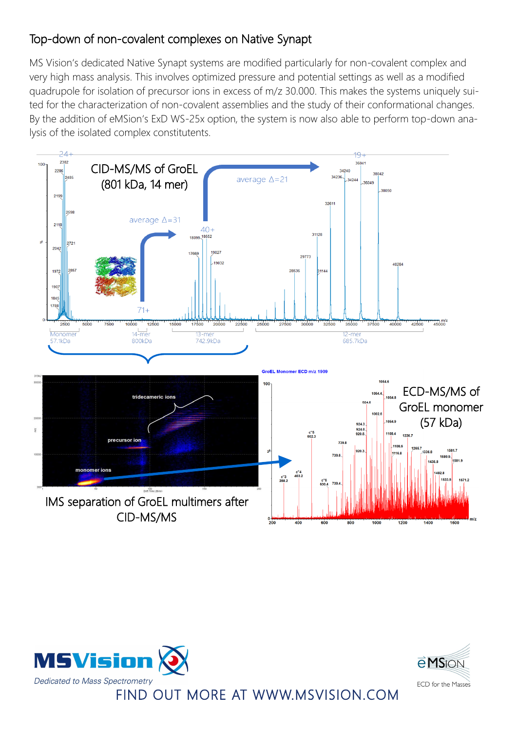## Top-down of non-covalent complexes on Native Synapt

MS Vision's dedicated Native Synapt systems are modified particularly for non-covalent complex and very high mass analysis. This involves optimized pressure and potential settings as well as a modified quadrupole for isolation of precursor ions in excess of m/z 30.000. This makes the systems uniquely suited for the characterization of non-covalent assemblies and the study of their conformational changes. By the addition of eMSion's ExD WS-25x option, the system is now also able to perform top-down analysis of the isolated complex constitutents.

CID-MS/MS of GroEL (801 kDa, 14 mer)

24+

average Δ=31

40+

average Δ=21

19+

71+

Monomer 57.1kDa

14-mer 800kDa

13-mer 742.9kDa

12-mer 685.7kDa

tridecameric ions

precursor ion

monomer ions

IMS separation of GroEL multimers after CID-MS/MS

GroEL Monomer ECD m/z 1909

ECD-MS/MS of GroEL monomer (57 kDa)

FIND OUT MORE AT WWW.MSVISION.COM

MSVision — Dedicated to Mass Spectrometry

eMSion — ECD for the Masses